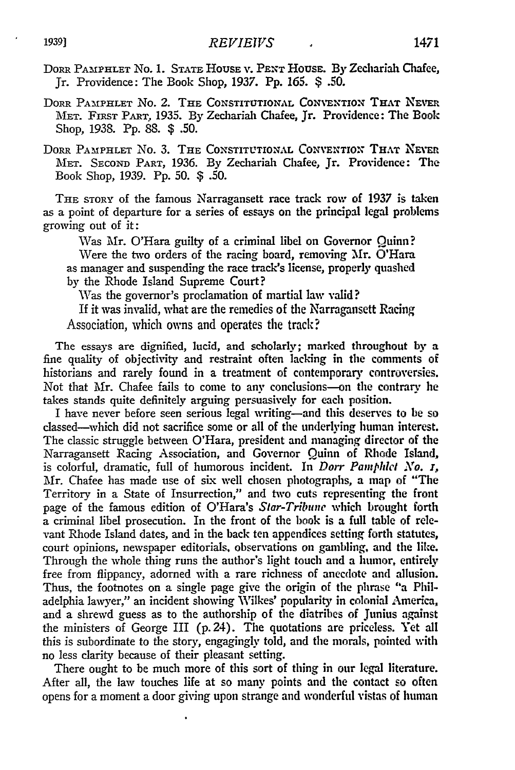DORR PAMPHLET No. 1. STATE HOUSE v. PENT HOUSE. By Zechariah Chafee, Jr. Providence: The Book Shop, 1937. Pp. 165. $ .50.

DORR PAMPHLET No. 2. THE CONSTITUTIONAL CONVENTION THAT NEVER MET. FIRST PART, 1935. By Zechariah Chafee, Jr. Providence: The Book Shop, 1938. Pp. 88. $ .50.

DORR PAMPHLET No. 3. THE CONSTITUTIONAL CONVENTION THAT NEVER MET. SECOND PART, 1936. By Zechariah Chafee, Jr. Providence: The Book Shop, 1939. Pp. 50. $ .50.

THE STORY of the famous Narragansett race track row of 1937 is taken as a point of departure for a series of essays on the principal legal problems growing out of it:

> Was Mr. O'Hara guilty of a criminal libel on Governor Quinn?
>
> Were the two orders of the racing board, removing Mr. O'Hara as manager and suspending the race track's license, properly quashed by the Rhode Island Supreme Court?
>
> Was the governor's proclamation of martial law valid?
>
> If it was invalid, what are the remedies of the Narragansett Racing Association, which owns and operates the track?

The essays are dignified, lucid, and scholarly; marked throughout by a fine quality of objectivity and restraint often lacking in the comments of historians and rarely found in a treatment of contemporary controversies. Not that Mr. Chafee fails to come to any conclusions—on the contrary he takes stands quite definitely arguing persuasively for each position.

I have never before seen serious legal writing—and this deserves to be so classed—which did not sacrifice some or all of the underlying human interest. The classic struggle between O'Hara, president and managing director of the Narragansett Racing Association, and Governor Quinn of Rhode Island, is colorful, dramatic, full of humorous incident. In *Dorr Pamphlet No. 1*, Mr. Chafee has made use of six well chosen photographs, a map of "The Territory in a State of Insurrection," and two cuts representing the front page of the famous edition of O'Hara's *Star-Tribune* which brought forth a criminal libel prosecution. In the front of the book is a full table of relevant Rhode Island dates, and in the back ten appendices setting forth statutes, court opinions, newspaper editorials, observations on gambling, and the like. Through the whole thing runs the author's light touch and a humor, entirely free from flippancy, adorned with a rare richness of anecdote and allusion. Thus, the footnotes on a single page give the origin of the phrase "a Philadelphia lawyer," an incident showing Wilkes' popularity in colonial America, and a shrewd guess as to the authorship of the diatribes of Junius against the ministers of George III (p. 24). The quotations are priceless. Yet all this is subordinate to the story, engagingly told, and the morals, pointed with no less clarity because of their pleasant setting.

There ought to be much more of this sort of thing in our legal literature. After all, the law touches life at so many points and the contact so often opens for a moment a door giving upon strange and wonderful vistas of human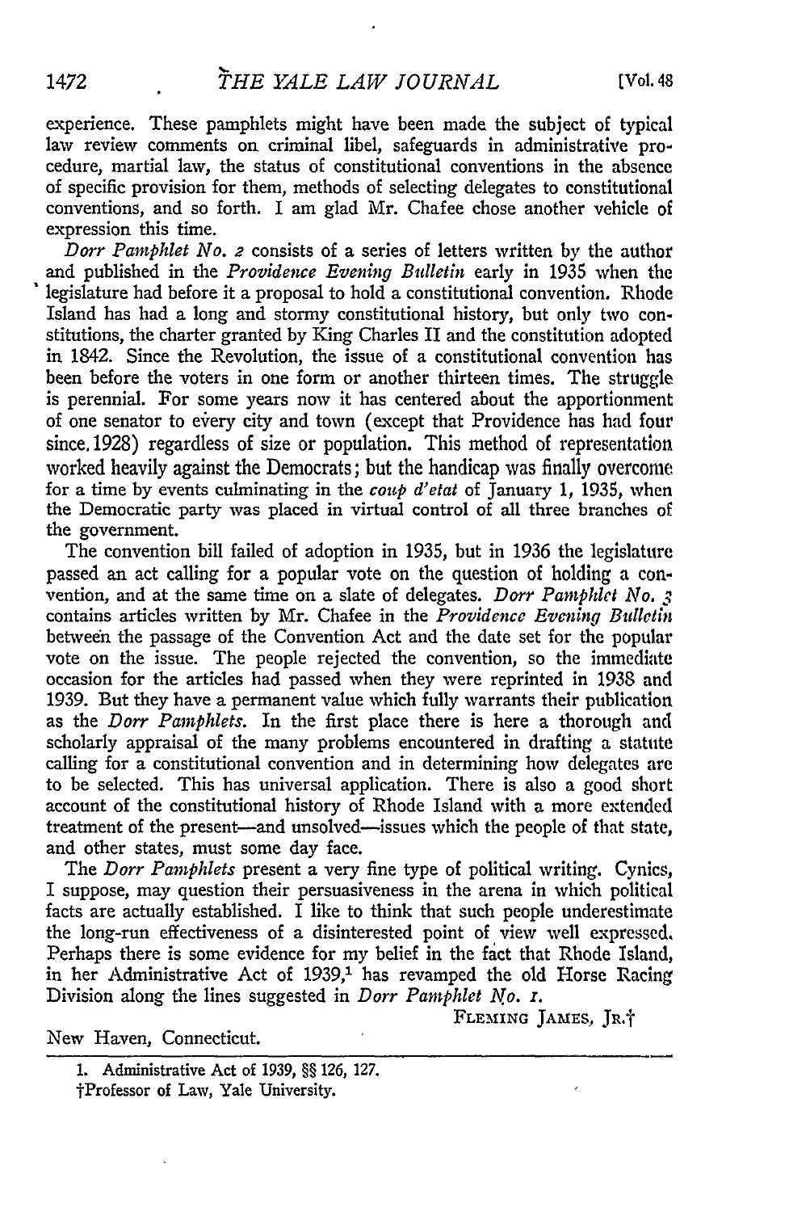experience. These pamphlets might have been made the subject of typical law review comments on criminal libel, safeguards in administrative procedure, martial law, the status of constitutional conventions in the absence of specific provision for them, methods of selecting delegates to constitutional conventions, and so forth. I am glad Mr. Chafee chose another vehicle of expression this time.

*Dorr Pamphlet No. 2* consists of a series of letters written by the author and published in the *Providence Evening Bulletin* early in 1935 when the legislature had before it a proposal to hold a constitutional convention. Rhode Island has had a long and stormy constitutional history, but only two constitutions, the charter granted by King Charles II and the constitution adopted in 1842. Since the Revolution, the issue of a constitutional convention has been before the voters in one form or another thirteen times. The struggle is perennial. For some years now it has centered about the apportionment of one senator to every city and town (except that Providence has had four since 1928) regardless of size or population. This method of representation worked heavily against the Democrats; but the handicap was finally overcome for a time by events culminating in the *coup d'etat* of January 1, 1935, when the Democratic party was placed in virtual control of all three branches of the government.

The convention bill failed of adoption in 1935, but in 1936 the legislature passed an act calling for a popular vote on the question of holding a convention, and at the same time on a slate of delegates. *Dorr Pamphlet No. 3* contains articles written by Mr. Chafee in the *Providence Evening Bulletin* between the passage of the Convention Act and the date set for the popular vote on the issue. The people rejected the convention, so the immediate occasion for the articles had passed when they were reprinted in 1938 and 1939. But they have a permanent value which fully warrants their publication as the *Dorr Pamphlets*. In the first place there is here a thorough and scholarly appraisal of the many problems encountered in drafting a statute calling for a constitutional convention and in determining how delegates are to be selected. This has universal application. There is also a good short account of the constitutional history of Rhode Island with a more extended treatment of the present—and unsolved—issues which the people of that state, and other states, must some day face.

The *Dorr Pamphlets* present a very fine type of political writing. Cynics, I suppose, may question their persuasiveness in the arena in which political facts are actually established. I like to think that such people underestimate the long-run effectiveness of a disinterested point of view well expressed. Perhaps there is some evidence for my belief in the fact that Rhode Island, in her Administrative Act of 1939,[1] has revamped the old Horse Racing Division along the lines suggested in *Dorr Pamphlet No. 1*.

FLEMING JAMES, JR.†

New Haven, Connecticut.

1. Administrative Act of 1939, §§ 126, 127.

†Professor of Law, Yale University.